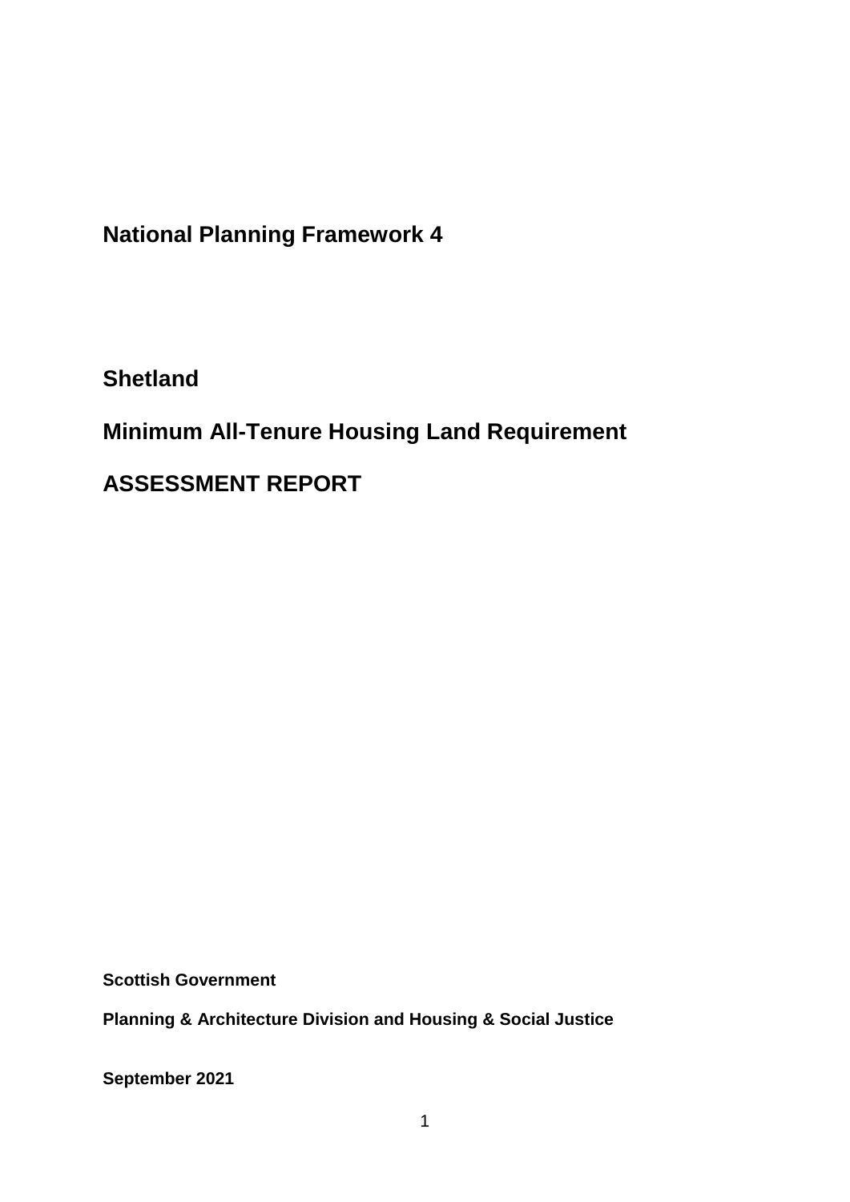# National Planning Framework 4

## Shetland

## Minimum All-Tenure Housing Land Requirement

## ASSESSMENT REPORT

**Scottish Government**

**Planning & Architecture Division and Housing & Social Justice**

**September 2021**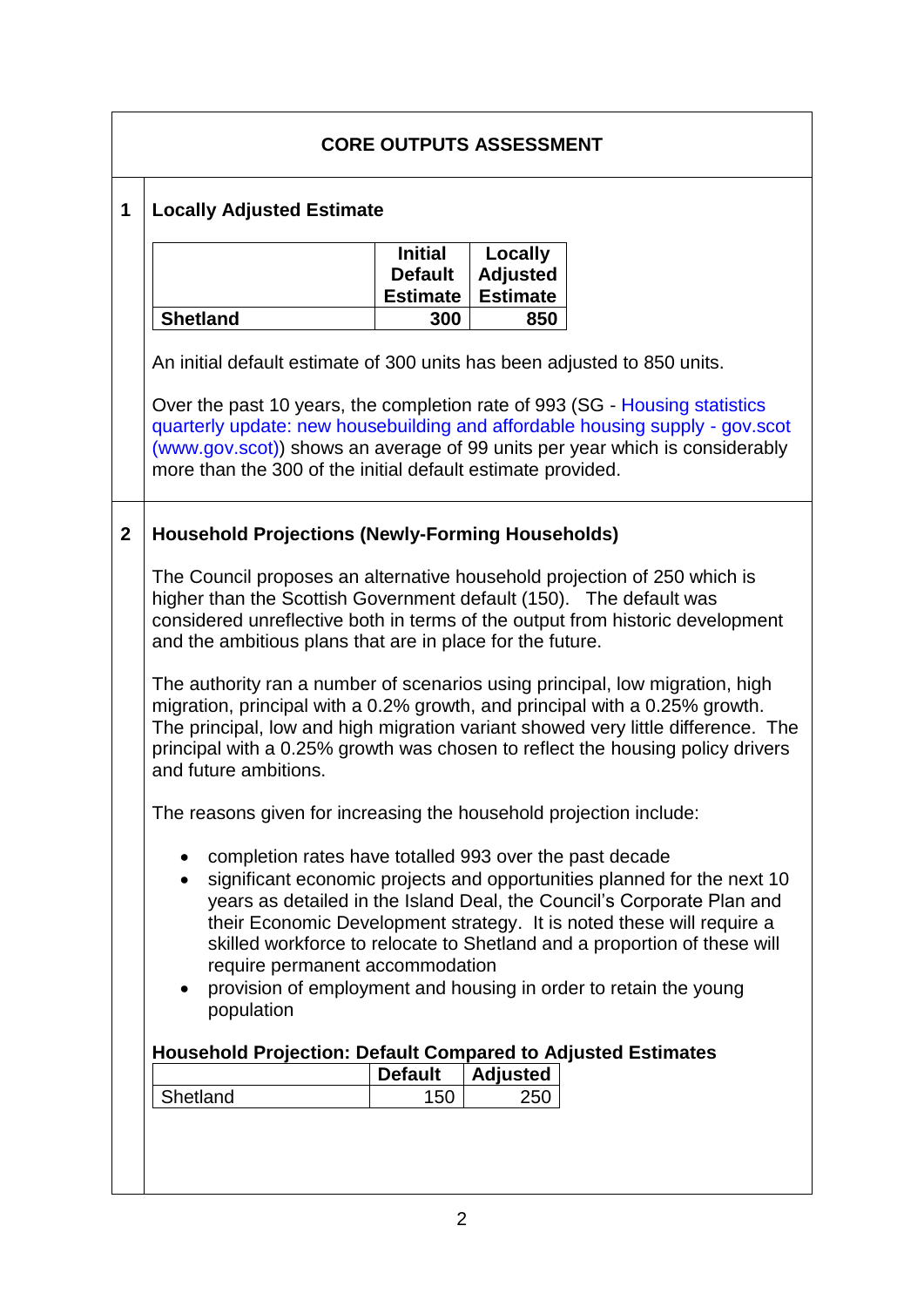## CORE OUTPUTS ASSESSMENT

### 1 Locally Adjusted Estimate

| | Initial Default Estimate | Locally Adjusted Estimate |
|---|---|---|
| **Shetland** | **300** | **850** |

An initial default estimate of 300 units has been adjusted to 850 units.

Over the past 10 years, the completion rate of 993 (SG - Housing statistics quarterly update: new housebuilding and affordable housing supply - gov.scot (www.gov.scot)) shows an average of 99 units per year which is considerably more than the 300 of the initial default estimate provided.

### 2 Household Projections (Newly-Forming Households)

The Council proposes an alternative household projection of 250 which is higher than the Scottish Government default (150). The default was considered unreflective both in terms of the output from historic development and the ambitious plans that are in place for the future.

The authority ran a number of scenarios using principal, low migration, high migration, principal with a 0.2% growth, and principal with a 0.25% growth. The principal, low and high migration variant showed very little difference. The principal with a 0.25% growth was chosen to reflect the housing policy drivers and future ambitions.

The reasons given for increasing the household projection include:

- completion rates have totalled 993 over the past decade
- significant economic projects and opportunities planned for the next 10 years as detailed in the Island Deal, the Council's Corporate Plan and their Economic Development strategy. It is noted these will require a skilled workforce to relocate to Shetland and a proportion of these will require permanent accommodation
- provision of employment and housing in order to retain the young population

**Household Projection: Default Compared to Adjusted Estimates**

| | Default | Adjusted |
|---|---|---|
| Shetland | 150 | 250 |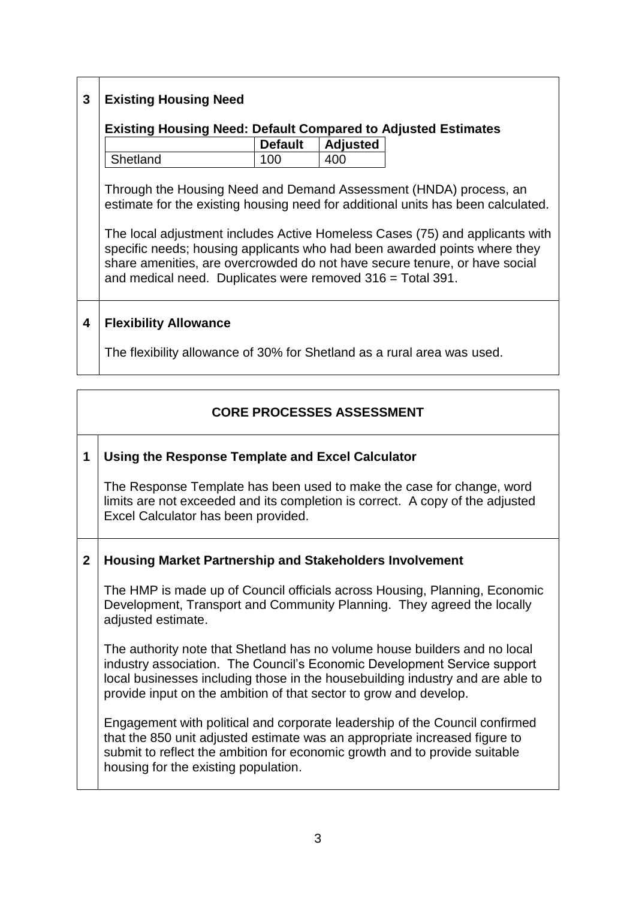## 3 Existing Housing Need

**Existing Housing Need: Default Compared to Adjusted Estimates**

| | Default | Adjusted |
|---|---|---|
| Shetland | 100 | 400 |

Through the Housing Need and Demand Assessment (HNDA) process, an estimate for the existing housing need for additional units has been calculated.

The local adjustment includes Active Homeless Cases (75) and applicants with specific needs; housing applicants who had been awarded points where they share amenities, are overcrowded do not have secure tenure, or have social and medical need. Duplicates were removed 316 = Total 391.

## 4 Flexibility Allowance

The flexibility allowance of 30% for Shetland as a rural area was used.

# CORE PROCESSES ASSESSMENT

## 1 Using the Response Template and Excel Calculator

The Response Template has been used to make the case for change, word limits are not exceeded and its completion is correct. A copy of the adjusted Excel Calculator has been provided.

## 2 Housing Market Partnership and Stakeholders Involvement

The HMP is made up of Council officials across Housing, Planning, Economic Development, Transport and Community Planning. They agreed the locally adjusted estimate.

The authority note that Shetland has no volume house builders and no local industry association. The Council's Economic Development Service support local businesses including those in the housebuilding industry and are able to provide input on the ambition of that sector to grow and develop.

Engagement with political and corporate leadership of the Council confirmed that the 850 unit adjusted estimate was an appropriate increased figure to submit to reflect the ambition for economic growth and to provide suitable housing for the existing population.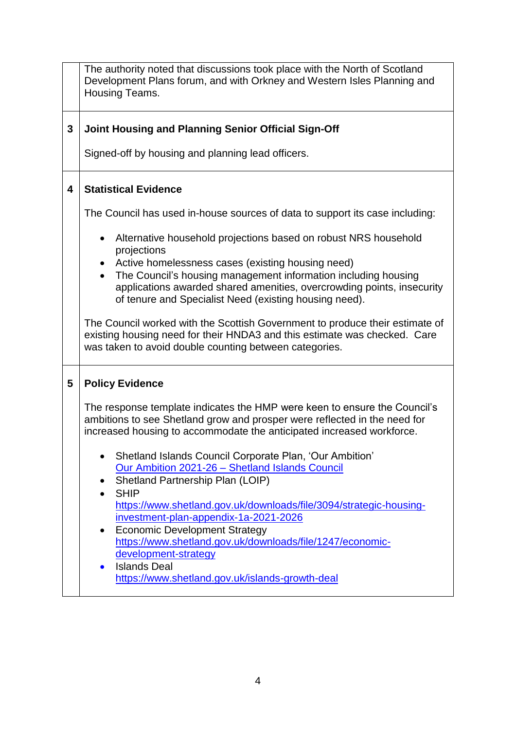| | |
|---|---|
| | The authority noted that discussions took place with the North of Scotland Development Plans forum, and with Orkney and Western Isles Planning and Housing Teams. |
| 3 | **Joint Housing and Planning Senior Official Sign-Off**<br><br>Signed-off by housing and planning lead officers. |
| 4 | **Statistical Evidence**<br><br>The Council has used in-house sources of data to support its case including:<br><br>• Alternative household projections based on robust NRS household projections<br>• Active homelessness cases (existing housing need)<br>• The Council's housing management information including housing applications awarded shared amenities, overcrowding points, insecurity of tenure and Specialist Need (existing housing need).<br><br>The Council worked with the Scottish Government to produce their estimate of existing housing need for their HNDA3 and this estimate was checked. Care was taken to avoid double counting between categories. |
| 5 | **Policy Evidence**<br><br>The response template indicates the HMP were keen to ensure the Council's ambitions to see Shetland grow and prosper were reflected in the need for increased housing to accommodate the anticipated increased workforce.<br><br>• Shetland Islands Council Corporate Plan, 'Our Ambition' Our Ambition 2021-26 – Shetland Islands Council<br>• Shetland Partnership Plan (LOIP)<br>• SHIP https://www.shetland.gov.uk/downloads/file/3094/strategic-housing-investment-plan-appendix-1a-2021-2026<br>• Economic Development Strategy https://www.shetland.gov.uk/downloads/file/1247/economic-development-strategy<br>• Islands Deal https://www.shetland.gov.uk/islands-growth-deal |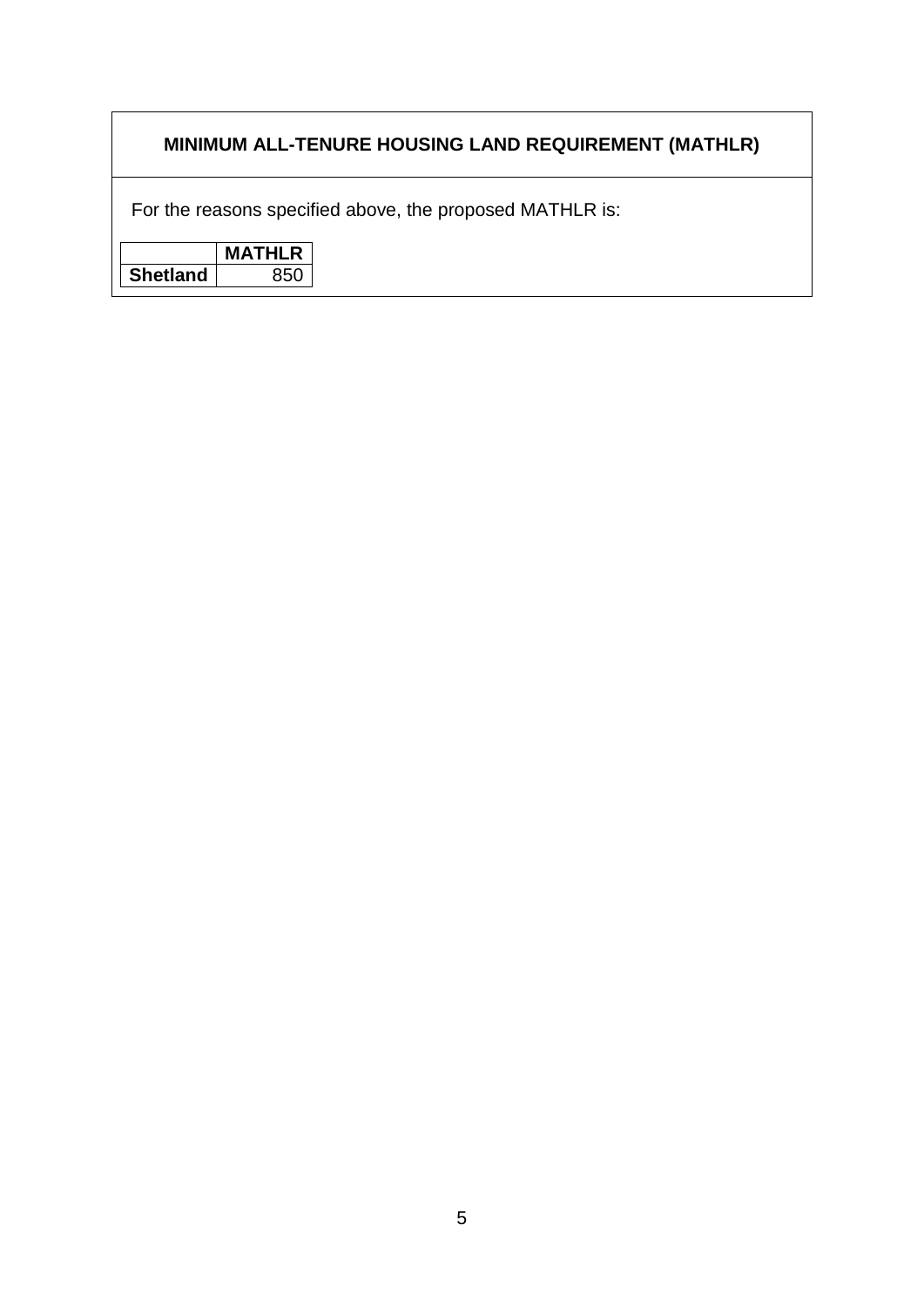## MINIMUM ALL-TENURE HOUSING LAND REQUIREMENT (MATHLR)

For the reasons specified above, the proposed MATHLR is:

| | MATHLR |
|---|---|
| **Shetland** | 850 |